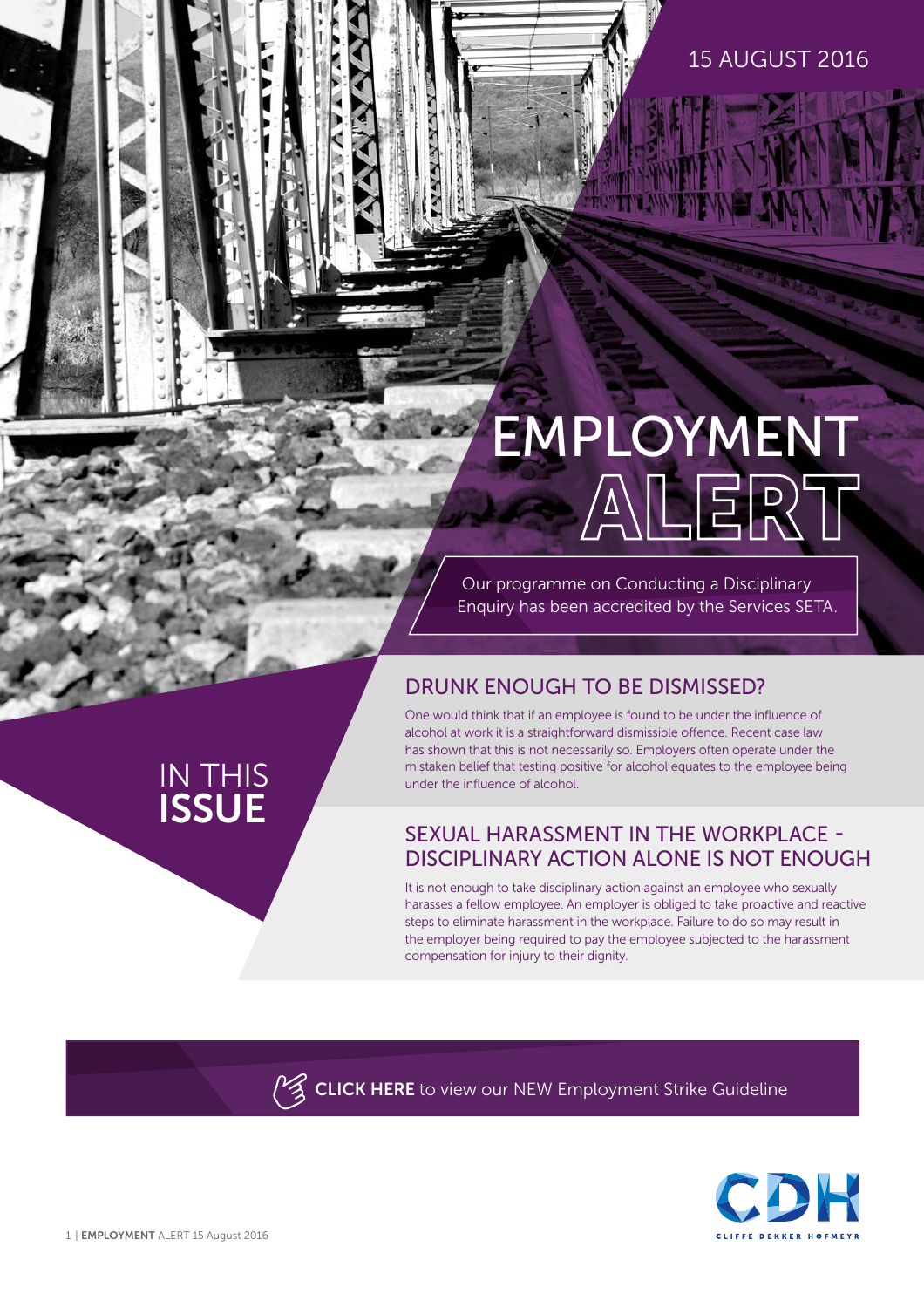15 AUGUST 2016

# EMPLOYMENT ALERT

Our programme on Conducting a Disciplinary Enquiry has been accredited by the Services SETA.

## IN THIS ISSUE

### DRUNK ENOUGH TO BE DISMISSED?

One would think that if an employee is found to be under the influence of alcohol at work it is a straightforward dismissible offence. Recent case law has shown that this is not necessarily so. Employers often operate under the mistaken belief that testing positive for alcohol equates to the employee being under the influence of alcohol.

### SEXUAL HARASSMENT IN THE WORKPLACE - DISCIPLINARY ACTION ALONE IS NOT ENOUGH

It is not enough to take disciplinary action against an employee who sexually harasses a fellow employee. An employer is obliged to take proactive and reactive steps to eliminate harassment in the workplace. Failure to do so may result in the employer being required to pay the employee subjected to the harassment compensation for injury to their dignity.

**CLICK HERE** to view our NEW Employment Strike Guideline

CLIFFE DEKKER HOFMEYR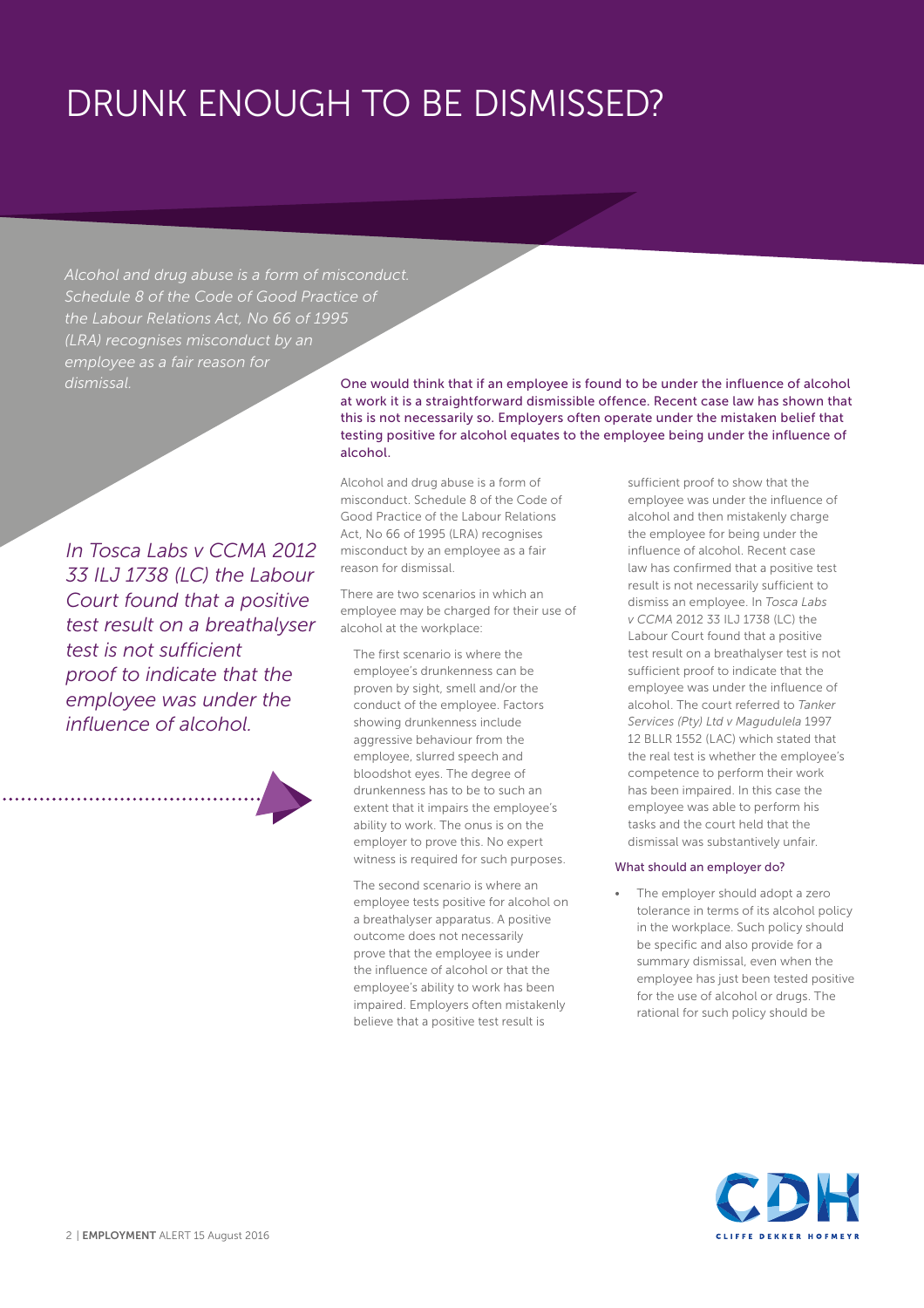# DRUNK ENOUGH TO BE DISMISSED?

*Alcohol and drug abuse is a form of misconduct. Schedule 8 of the Code of Good Practice of the Labour Relations Act, No 66 of 1995 (LRA) recognises misconduct by an employee as a fair reason for dismissal.*

One would think that if an employee is found to be under the influence of alcohol at work it is a straightforward dismissible offence. Recent case law has shown that this is not necessarily so. Employers often operate under the mistaken belief that testing positive for alcohol equates to the employee being under the influence of alcohol.

Alcohol and drug abuse is a form of misconduct. Schedule 8 of the Code of Good Practice of the Labour Relations Act, No 66 of 1995 (LRA) recognises misconduct by an employee as a fair reason for dismissal.

There are two scenarios in which an employee may be charged for their use of alcohol at the workplace:

The first scenario is where the employee's drunkenness can be proven by sight, smell and/or the conduct of the employee. Factors showing drunkenness include aggressive behaviour from the employee, slurred speech and bloodshot eyes. The degree of drunkenness has to be to such an extent that it impairs the employee's ability to work. The onus is on the employer to prove this. No expert witness is required for such purposes.

The second scenario is where an employee tests positive for alcohol on a breathalyser apparatus. A positive outcome does not necessarily prove that the employee is under the influence of alcohol or that the employee's ability to work has been impaired. Employers often mistakenly believe that a positive test result is sufficient proof to show that the employee was under the influence of alcohol and then mistakenly charge the employee for being under the influence of alcohol. Recent case law has confirmed that a positive test result is not necessarily sufficient to dismiss an employee. In *Tosca Labs v CCMA* 2012 33 ILJ 1738 (LC) the Labour Court found that a positive test result on a breathalyser test is not sufficient proof to indicate that the employee was under the influence of alcohol. The court referred to *Tanker Services (Pty) Ltd v Magudulela* 1997 12 BLLR 1552 (LAC) which stated that the real test is whether the employee's competence to perform their work has been impaired. In this case the employee was able to perform his tasks and the court held that the dismissal was substantively unfair.

*In Tosca Labs v CCMA 2012 33 ILJ 1738 (LC) the Labour Court found that a positive test result on a breathalyser test is not sufficient proof to indicate that the employee was under the influence of alcohol.*

### What should an employer do?

- The employer should adopt a zero tolerance in terms of its alcohol policy in the workplace. Such policy should be specific and also provide for a summary dismissal, even when the employee has just been tested positive for the use of alcohol or drugs. The rational for such policy should be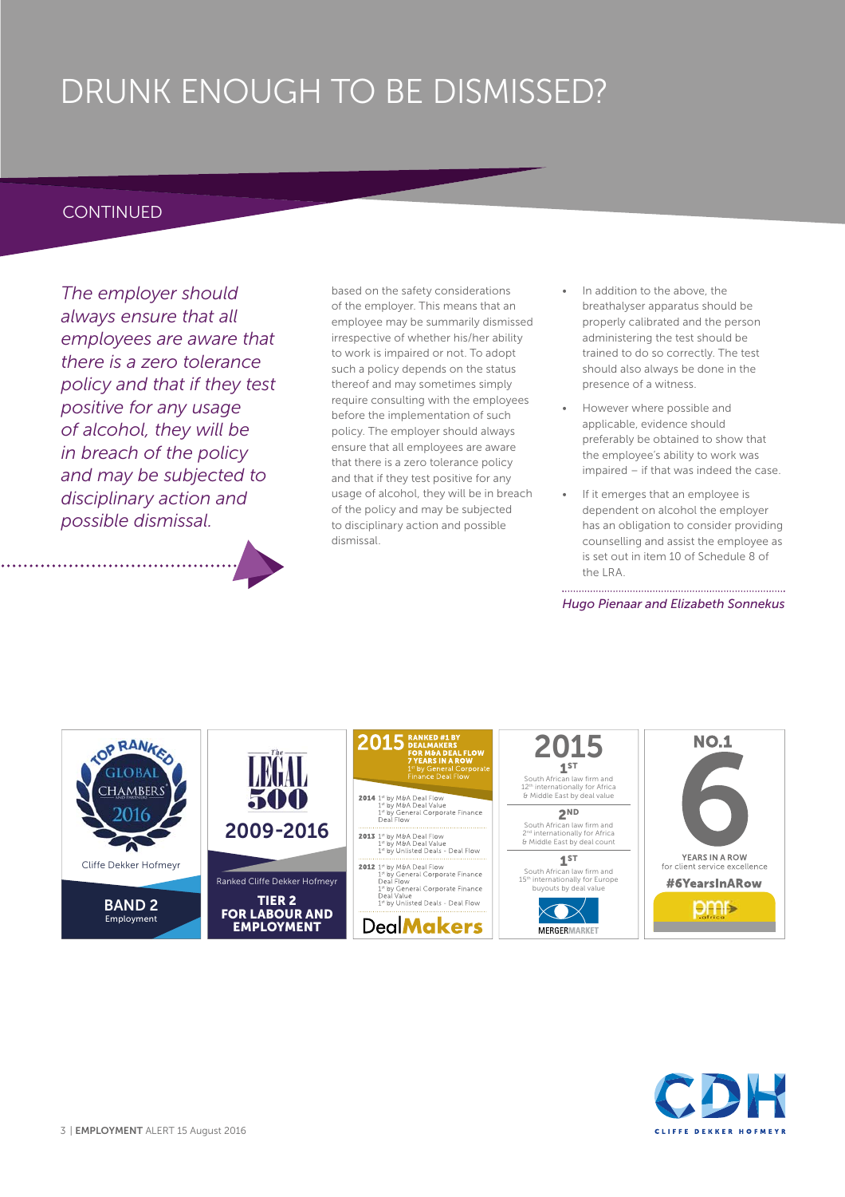# DRUNK ENOUGH TO BE DISMISSED?

## CONTINUED

*The employer should always ensure that all employees are aware that there is a zero tolerance policy and that if they test positive for any usage of alcohol, they will be in breach of the policy and may be subjected to disciplinary action and possible dismissal.*

based on the safety considerations of the employer. This means that an employee may be summarily dismissed irrespective of whether his/her ability to work is impaired or not. To adopt such a policy depends on the status thereof and may sometimes simply require consulting with the employees before the implementation of such policy. The employer should always ensure that all employees are aware that there is a zero tolerance policy and that if they test positive for any usage of alcohol, they will be in breach of the policy and may be subjected to disciplinary action and possible dismissal.

- In addition to the above, the breathalyser apparatus should be properly calibrated and the person administering the test should be trained to do so correctly. The test should also always be done in the presence of a witness.
- However where possible and applicable, evidence should preferably be obtained to show that the employee's ability to work was impaired – if that was indeed the case.
- If it emerges that an employee is dependent on alcohol the employer has an obligation to consider providing counselling and assist the employee as is set out in item 10 of Schedule 8 of the LRA.

*Hugo Pienaar and Elizabeth Sonnekus*

Top Ranked Global Chambers and Partners 2016
Cliffe Dekker Hofmeyr
**BAND 2**
Employment

The Legal 500
2009-2016
Ranked Cliffe Dekker Hofmeyr
**TIER 2**
**FOR LABOUR AND EMPLOYMENT**

**2015** RANKED #1 BY DEALMAKERS FOR M&A DEAL FLOW 7 YEARS IN A ROW
1st by General Corporate Finance Deal Flow

**2014** 1st by M&A Deal Flow
1st by M&A Deal Value
1st by General Corporate Finance Deal Flow

**2013** 1st by M&A Deal Flow
1st by M&A Deal Value
1st by Unlisted Deals - Deal Flow

**2012** 1st by M&A Deal Flow
1st by General Corporate Finance Deal Flow
1st by General Corporate Finance Deal Value
1st by Unlisted Deals - Deal Flow

DealMakers

**2015**
**1ST**
South African law firm and 12th internationally for Africa & Middle East by deal value
**2ND**
South African law firm and 2nd internationally for Africa & Middle East by deal count
**1ST**
South African law firm and 15th internationally for Europe buyouts by deal value
MERGERMARKET

**NO.1**
6
YEARS IN A ROW for client service excellence
**#6YearsInARow**
pmr.africa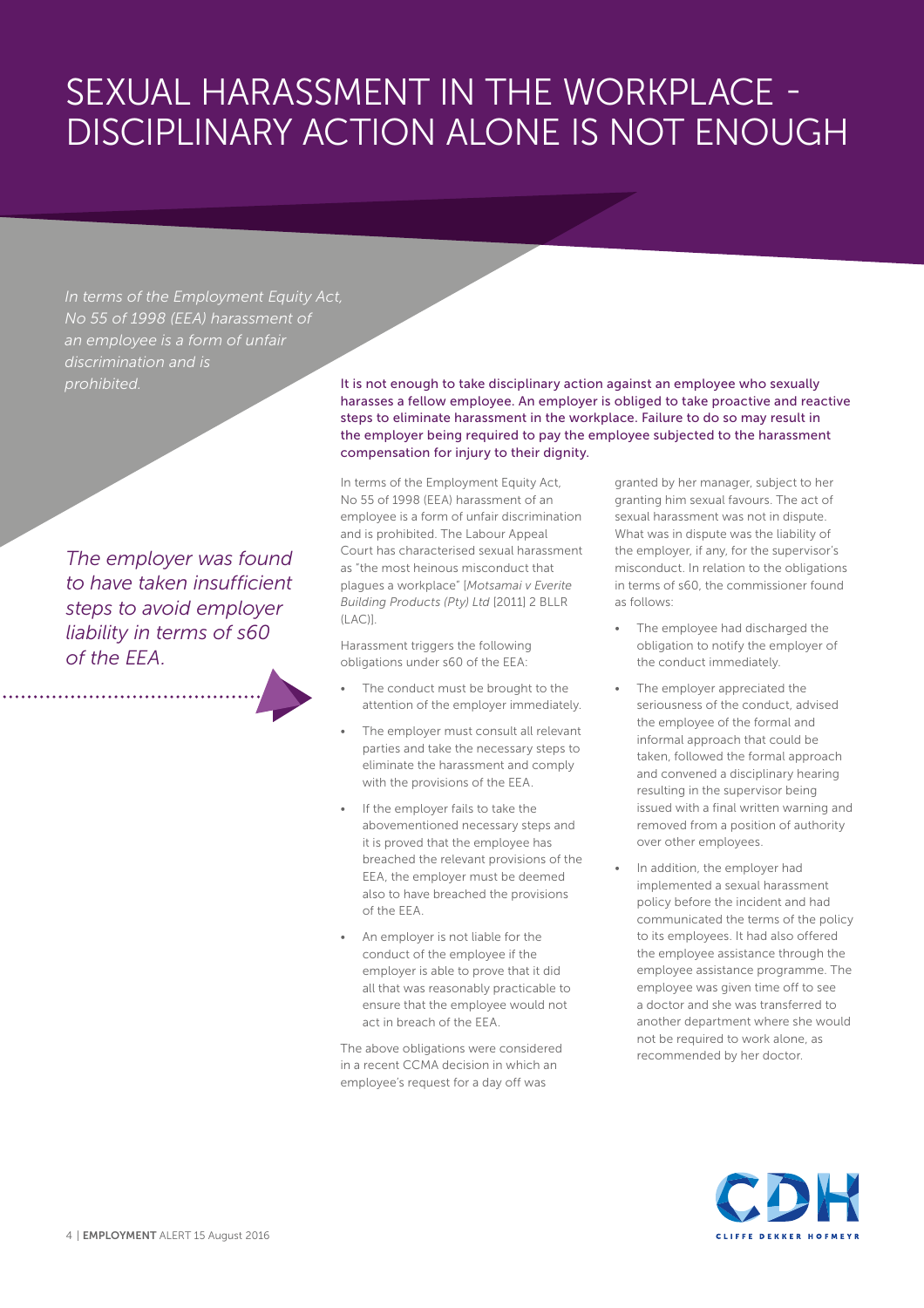# SEXUAL HARASSMENT IN THE WORKPLACE - DISCIPLINARY ACTION ALONE IS NOT ENOUGH

*In terms of the Employment Equity Act, No 55 of 1998 (EEA) harassment of an employee is a form of unfair discrimination and is prohibited.*

*The employer was found to have taken insufficient steps to avoid employer liability in terms of s60 of the EEA.*

It is not enough to take disciplinary action against an employee who sexually harasses a fellow employee. An employer is obliged to take proactive and reactive steps to eliminate harassment in the workplace. Failure to do so may result in the employer being required to pay the employee subjected to the harassment compensation for injury to their dignity.

In terms of the Employment Equity Act, No 55 of 1998 (EEA) harassment of an employee is a form of unfair discrimination and is prohibited. The Labour Appeal Court has characterised sexual harassment as "the most heinous misconduct that plagues a workplace" [*Motsamai v Everite Building Products (Pty) Ltd* [2011] 2 BLLR (LAC)].

Harassment triggers the following obligations under s60 of the EEA:

- The conduct must be brought to the attention of the employer immediately.
- The employer must consult all relevant parties and take the necessary steps to eliminate the harassment and comply with the provisions of the EEA.
- If the employer fails to take the abovementioned necessary steps and it is proved that the employee has breached the relevant provisions of the EEA, the employer must be deemed also to have breached the provisions of the EEA.
- An employer is not liable for the conduct of the employee if the employer is able to prove that it did all that was reasonably practicable to ensure that the employee would not act in breach of the EEA.

The above obligations were considered in a recent CCMA decision in which an employee's request for a day off was granted by her manager, subject to her granting him sexual favours. The act of sexual harassment was not in dispute. What was in dispute was the liability of the employer, if any, for the supervisor's misconduct. In relation to the obligations in terms of s60, the commissioner found as follows:

- The employee had discharged the obligation to notify the employer of the conduct immediately.
- The employer appreciated the seriousness of the conduct, advised the employee of the formal and informal approach that could be taken, followed the formal approach and convened a disciplinary hearing resulting in the supervisor being issued with a final written warning and removed from a position of authority over other employees.
- In addition, the employer had implemented a sexual harassment policy before the incident and had communicated the terms of the policy to its employees. It had also offered the employee assistance through the employee assistance programme. The employee was given time off to see a doctor and she was transferred to another department where she would not be required to work alone, as recommended by her doctor.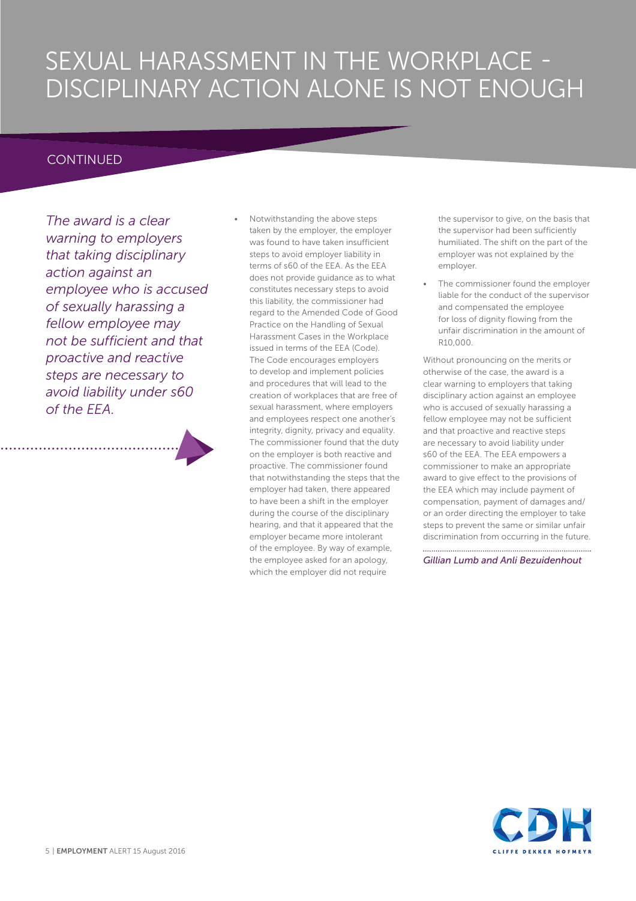# SEXUAL HARASSMENT IN THE WORKPLACE - DISCIPLINARY ACTION ALONE IS NOT ENOUGH

CONTINUED

*The award is a clear warning to employers that taking disciplinary action against an employee who is accused of sexually harassing a fellow employee may not be sufficient and that proactive and reactive steps are necessary to avoid liability under s60 of the EEA.*

- Notwithstanding the above steps taken by the employer, the employer was found to have taken insufficient steps to avoid employer liability in terms of s60 of the EEA. As the EEA does not provide guidance as to what constitutes necessary steps to avoid this liability, the commissioner had regard to the Amended Code of Good Practice on the Handling of Sexual Harassment Cases in the Workplace issued in terms of the EEA (Code). The Code encourages employers to develop and implement policies and procedures that will lead to the creation of workplaces that are free of sexual harassment, where employers and employees respect one another's integrity, dignity, privacy and equality. The commissioner found that the duty on the employer is both reactive and proactive. The commissioner found that notwithstanding the steps that the employer had taken, there appeared to have been a shift in the employer during the course of the disciplinary hearing, and that it appeared that the employer became more intolerant of the employee. By way of example, the employee asked for an apology, which the employer did not require the supervisor to give, on the basis that the supervisor had been sufficiently humiliated. The shift on the part of the employer was not explained by the employer.
- The commissioner found the employer liable for the conduct of the supervisor and compensated the employee for loss of dignity flowing from the unfair discrimination in the amount of R10,000.

Without pronouncing on the merits or otherwise of the case, the award is a clear warning to employers that taking disciplinary action against an employee who is accused of sexually harassing a fellow employee may not be sufficient and that proactive and reactive steps are necessary to avoid liability under s60 of the EEA. The EEA empowers a commissioner to make an appropriate award to give effect to the provisions of the EEA which may include payment of compensation, payment of damages and/or an order directing the employer to take steps to prevent the same or similar unfair discrimination from occurring in the future.

*Gillian Lumb and Anli Bezuidenhout*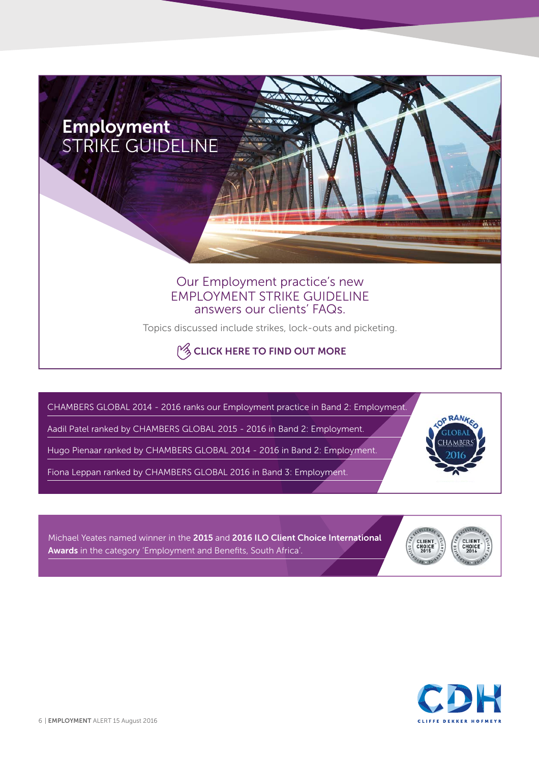# Employment STRIKE GUIDELINE

Our Employment practice's new EMPLOYMENT STRIKE GUIDELINE answers our clients' FAQs.

Topics discussed include strikes, lock-outs and picketing.

**CLICK HERE TO FIND OUT MORE**

CHAMBERS GLOBAL 2014 - 2016 ranks our Employment practice in Band 2: Employment.

Aadil Patel ranked by CHAMBERS GLOBAL 2015 - 2016 in Band 2: Employment.

Hugo Pienaar ranked by CHAMBERS GLOBAL 2014 - 2016 in Band 2: Employment.

Fiona Leppan ranked by CHAMBERS GLOBAL 2016 in Band 3: Employment.

Michael Yeates named winner in the **2015** and **2016 ILO Client Choice International Awards** in the category 'Employment and Benefits, South Africa'.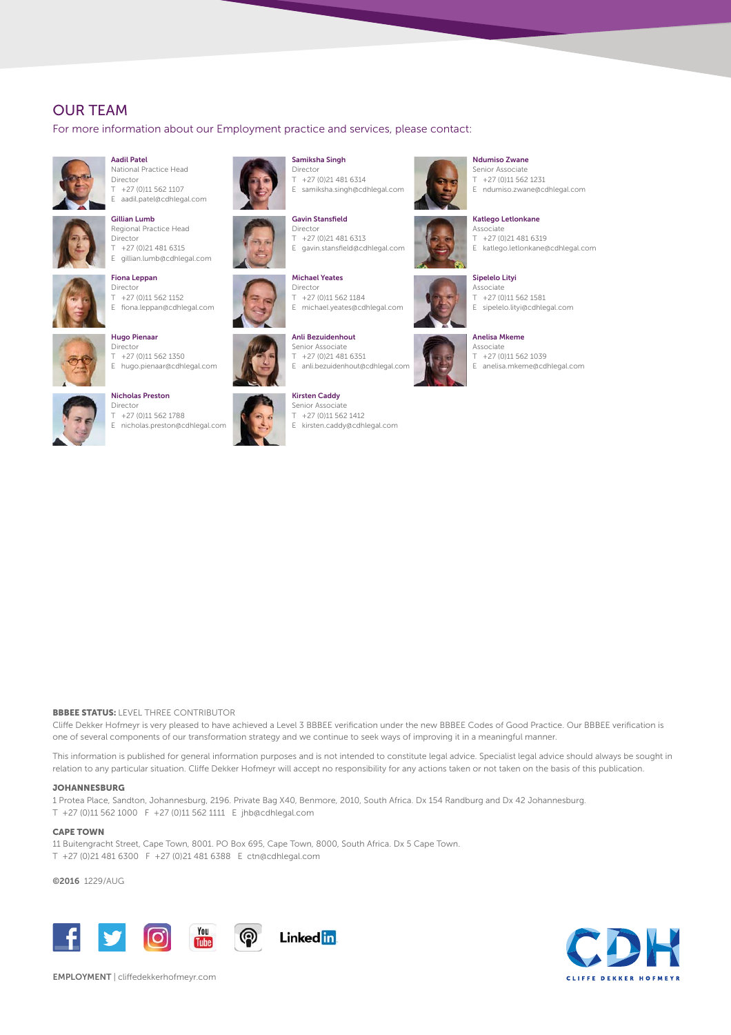## OUR TEAM

For more information about our Employment practice and services, please contact:

**Aadil Patel**
National Practice Head
Director
T +27 (0)11 562 1107
E aadil.patel@cdhlegal.com

**Gillian Lumb**
Regional Practice Head
Director
T +27 (0)21 481 6315
E gillian.lumb@cdhlegal.com

**Fiona Leppan**
Director
T +27 (0)11 562 1152
E fiona.leppan@cdhlegal.com

**Hugo Pienaar**
Director
T +27 (0)11 562 1350
E hugo.pienaar@cdhlegal.com

**Nicholas Preston**
Director
T +27 (0)11 562 1788
E nicholas.preston@cdhlegal.com

**Samiksha Singh**
Director
T +27 (0)21 481 6314
E samiksha.singh@cdhlegal.com

**Gavin Stansfield**
Director
T +27 (0)21 481 6313
E gavin.stansfield@cdhlegal.com

**Michael Yeates**
Director
T +27 (0)11 562 1184
E michael.yeates@cdhlegal.com

**Anli Bezuidenhout**
Senior Associate
T +27 (0)21 481 6351
E anli.bezuidenhout@cdhlegal.com

**Kirsten Caddy**
Senior Associate
T +27 (0)11 562 1412
E kirsten.caddy@cdhlegal.com

**Ndumiso Zwane**
Senior Associate
T +27 (0)11 562 1231
E ndumiso.zwane@cdhlegal.com

**Katlego Letlonkane**
Associate
T +27 (0)21 481 6319
E katlego.letlonkane@cdhlegal.com

**Sipelelo Lityi**
Associate
T +27 (0)11 562 1581
E sipelelo.lityi@cdhlegal.com

**Anelisa Mkeme**
Associate
T +27 (0)11 562 1039
E anelisa.mkeme@cdhlegal.com

**BBBEE STATUS:** LEVEL THREE CONTRIBUTOR

Cliffe Dekker Hofmeyr is very pleased to have achieved a Level 3 BBBEE verification under the new BBBEE Codes of Good Practice. Our BBBEE verification is one of several components of our transformation strategy and we continue to seek ways of improving it in a meaningful manner.

This information is published for general information purposes and is not intended to constitute legal advice. Specialist legal advice should always be sought in relation to any particular situation. Cliffe Dekker Hofmeyr will accept no responsibility for any actions taken or not taken on the basis of this publication.

**JOHANNESBURG**

1 Protea Place, Sandton, Johannesburg, 2196. Private Bag X40, Benmore, 2010, South Africa. Dx 154 Randburg and Dx 42 Johannesburg.
T +27 (0)11 562 1000 F +27 (0)11 562 1111 E jhb@cdhlegal.com

**CAPE TOWN**

11 Buitengracht Street, Cape Town, 8001. PO Box 695, Cape Town, 8000, South Africa. Dx 5 Cape Town.
T +27 (0)21 481 6300 F +27 (0)21 481 6388 E ctn@cdhlegal.com

**©2016** 1229/AUG

CLIFFE DEKKER HOFMEYR